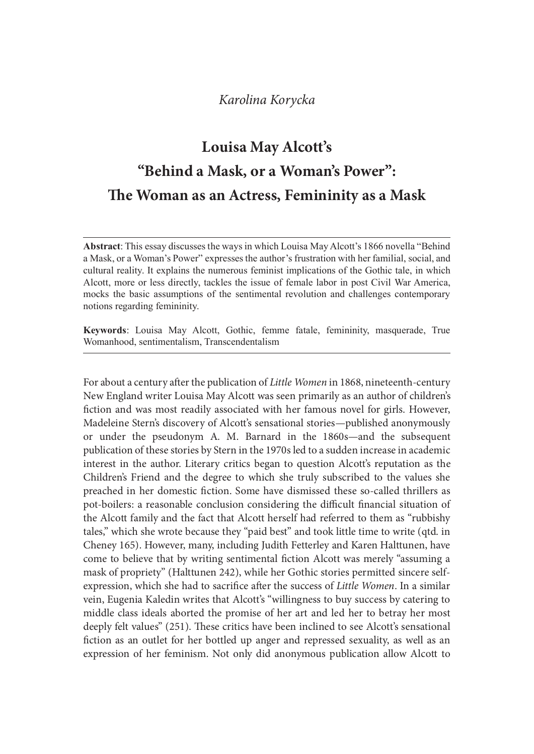*Karolina Korycka*

# Louisa May Alcott's "Behind a Mask, or a Woman's Power": The Woman as an Actress, Femininity as a Mask

**Abstract**: This essay discusses the ways in which Louisa May Alcott's 1866 novella "Behind a Mask, or a Woman's Power" expresses the author's frustration with her familial, social, and cultural reality. It explains the numerous feminist implications of the Gothic tale, in which Alcott, more or less directly, tackles the issue of female labor in post Civil War America, mocks the basic assumptions of the sentimental revolution and challenges contemporary notions regarding femininity.

**Keywords**: Louisa May Alcott, Gothic, femme fatale, femininity, masquerade, True Womanhood, sentimentalism, Transcendentalism

For about a century after the publication of *Little Women* in 1868, nineteenth-century New England writer Louisa May Alcott was seen primarily as an author of children's fiction and was most readily associated with her famous novel for girls. However, Madeleine Stern's discovery of Alcott's sensational stories—published anonymously or under the pseudonym A. M. Barnard in the 1860s—and the subsequent publication of these stories by Stern in the 1970s led to a sudden increase in academic interest in the author. Literary critics began to question Alcott's reputation as the Children's Friend and the degree to which she truly subscribed to the values she preached in her domestic fiction. Some have dismissed these so-called thrillers as pot-boilers: a reasonable conclusion considering the difficult financial situation of the Alcott family and the fact that Alcott herself had referred to them as "rubbishy tales," which she wrote because they "paid best" and took little time to write (qtd. in Cheney 165). However, many, including Judith Fetterley and Karen Halttunen, have come to believe that by writing sentimental fiction Alcott was merely "assuming a mask of propriety" (Halttunen 242), while her Gothic stories permitted sincere self-expression, which she had to sacrifice after the success of *Little Women*. In a similar vein, Eugenia Kaledin writes that Alcott's "willingness to buy success by catering to middle class ideals aborted the promise of her art and led her to betray her most deeply felt values" (251). These critics have been inclined to see Alcott's sensational fiction as an outlet for her bottled up anger and repressed sexuality, as well as an expression of her feminism. Not only did anonymous publication allow Alcott to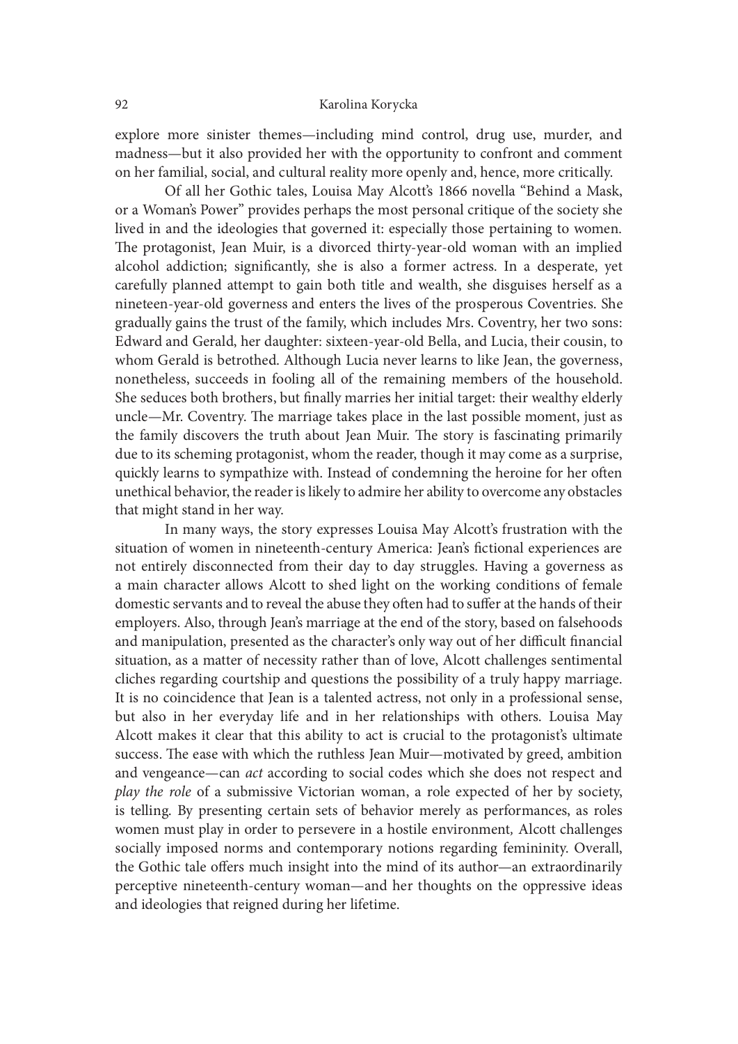explore more sinister themes—including mind control, drug use, murder, and madness—but it also provided her with the opportunity to confront and comment on her familial, social, and cultural reality more openly and, hence, more critically.

Of all her Gothic tales, Louisa May Alcott's 1866 novella "Behind a Mask, or a Woman's Power" provides perhaps the most personal critique of the society she lived in and the ideologies that governed it: especially those pertaining to women. The protagonist, Jean Muir, is a divorced thirty-year-old woman with an implied alcohol addiction; significantly, she is also a former actress. In a desperate, yet carefully planned attempt to gain both title and wealth, she disguises herself as a nineteen-year-old governess and enters the lives of the prosperous Coventries. She gradually gains the trust of the family, which includes Mrs. Coventry, her two sons: Edward and Gerald, her daughter: sixteen-year-old Bella, and Lucia, their cousin, to whom Gerald is betrothed. Although Lucia never learns to like Jean, the governess, nonetheless, succeeds in fooling all of the remaining members of the household. She seduces both brothers, but finally marries her initial target: their wealthy elderly uncle—Mr. Coventry. The marriage takes place in the last possible moment, just as the family discovers the truth about Jean Muir. The story is fascinating primarily due to its scheming protagonist, whom the reader, though it may come as a surprise, quickly learns to sympathize with. Instead of condemning the heroine for her often unethical behavior, the reader is likely to admire her ability to overcome any obstacles that might stand in her way.

In many ways, the story expresses Louisa May Alcott's frustration with the situation of women in nineteenth-century America: Jean's fictional experiences are not entirely disconnected from their day to day struggles. Having a governess as a main character allows Alcott to shed light on the working conditions of female domestic servants and to reveal the abuse they often had to suffer at the hands of their employers. Also, through Jean's marriage at the end of the story, based on falsehoods and manipulation, presented as the character's only way out of her difficult financial situation, as a matter of necessity rather than of love, Alcott challenges sentimental cliches regarding courtship and questions the possibility of a truly happy marriage. It is no coincidence that Jean is a talented actress, not only in a professional sense, but also in her everyday life and in her relationships with others. Louisa May Alcott makes it clear that this ability to act is crucial to the protagonist's ultimate success. The ease with which the ruthless Jean Muir—motivated by greed, ambition and vengeance—can *act* according to social codes which she does not respect and *play the role* of a submissive Victorian woman, a role expected of her by society, is telling. By presenting certain sets of behavior merely as performances, as roles women must play in order to persevere in a hostile environment, Alcott challenges socially imposed norms and contemporary notions regarding femininity. Overall, the Gothic tale offers much insight into the mind of its author—an extraordinarily perceptive nineteenth-century woman—and her thoughts on the oppressive ideas and ideologies that reigned during her lifetime.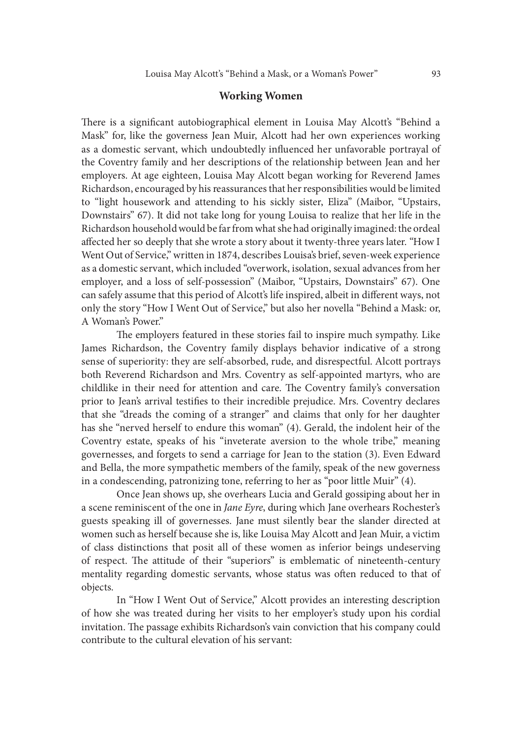## Working Women

There is a significant autobiographical element in Louisa May Alcott's "Behind a Mask" for, like the governess Jean Muir, Alcott had her own experiences working as a domestic servant, which undoubtedly influenced her unfavorable portrayal of the Coventry family and her descriptions of the relationship between Jean and her employers. At age eighteen, Louisa May Alcott began working for Reverend James Richardson, encouraged by his reassurances that her responsibilities would be limited to "light housework and attending to his sickly sister, Eliza" (Maibor, "Upstairs, Downstairs" 67). It did not take long for young Louisa to realize that her life in the Richardson household would be far from what she had originally imagined: the ordeal affected her so deeply that she wrote a story about it twenty-three years later. "How I Went Out of Service," written in 1874, describes Louisa's brief, seven-week experience as a domestic servant, which included "overwork, isolation, sexual advances from her employer, and a loss of self-possession" (Maibor, "Upstairs, Downstairs" 67). One can safely assume that this period of Alcott's life inspired, albeit in different ways, not only the story "How I Went Out of Service," but also her novella "Behind a Mask: or, A Woman's Power."

The employers featured in these stories fail to inspire much sympathy. Like James Richardson, the Coventry family displays behavior indicative of a strong sense of superiority: they are self-absorbed, rude, and disrespectful. Alcott portrays both Reverend Richardson and Mrs. Coventry as self-appointed martyrs, who are childlike in their need for attention and care. The Coventry family's conversation prior to Jean's arrival testifies to their incredible prejudice. Mrs. Coventry declares that she "dreads the coming of a stranger" and claims that only for her daughter has she "nerved herself to endure this woman" (4). Gerald, the indolent heir of the Coventry estate, speaks of his "inveterate aversion to the whole tribe," meaning governesses, and forgets to send a carriage for Jean to the station (3). Even Edward and Bella, the more sympathetic members of the family, speak of the new governess in a condescending, patronizing tone, referring to her as "poor little Muir" (4).

Once Jean shows up, she overhears Lucia and Gerald gossiping about her in a scene reminiscent of the one in *Jane Eyre*, during which Jane overhears Rochester's guests speaking ill of governesses. Jane must silently bear the slander directed at women such as herself because she is, like Louisa May Alcott and Jean Muir, a victim of class distinctions that posit all of these women as inferior beings undeserving of respect. The attitude of their "superiors" is emblematic of nineteenth-century mentality regarding domestic servants, whose status was often reduced to that of objects.

In "How I Went Out of Service," Alcott provides an interesting description of how she was treated during her visits to her employer's study upon his cordial invitation. The passage exhibits Richardson's vain conviction that his company could contribute to the cultural elevation of his servant: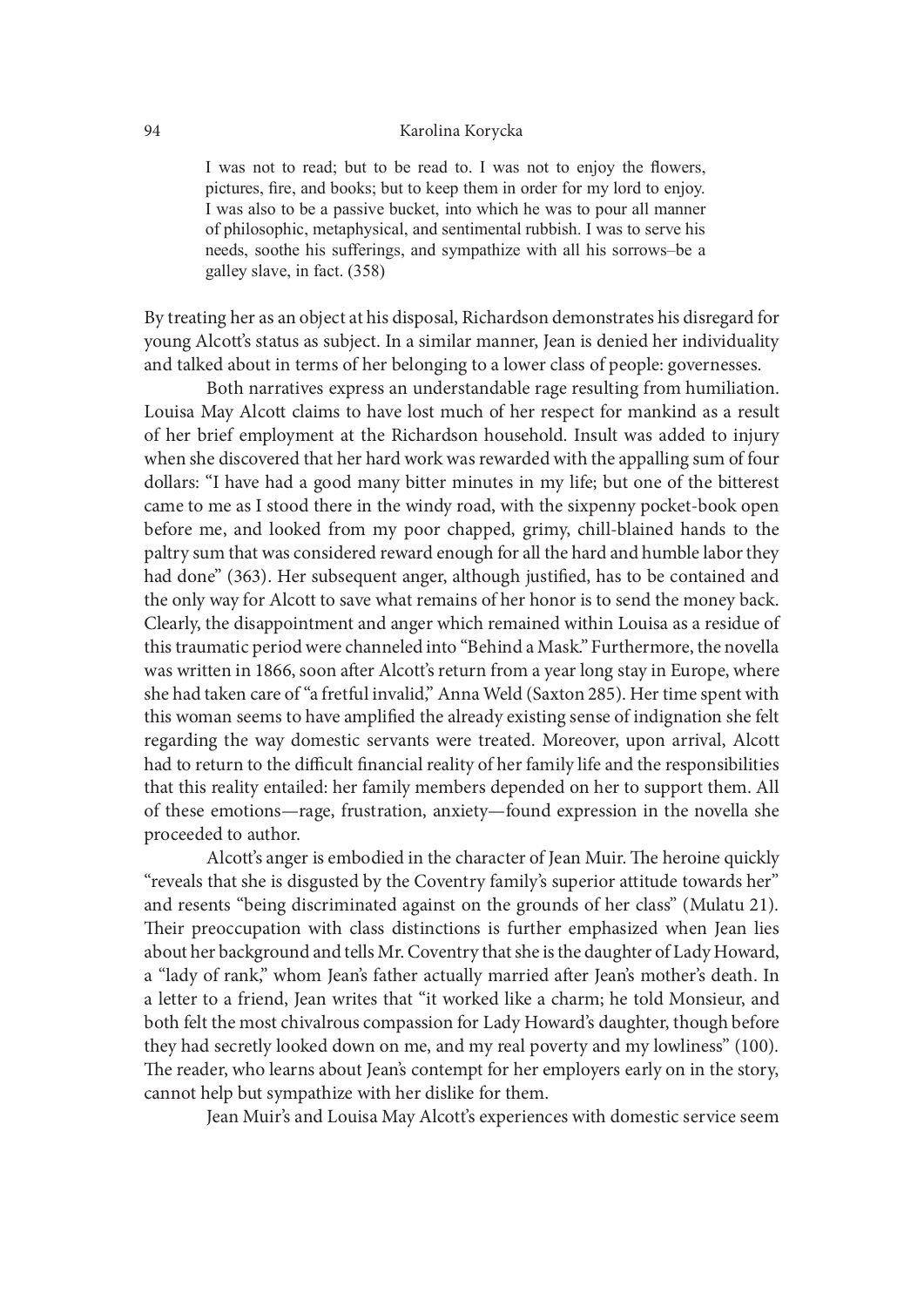> I was not to read; but to be read to. I was not to enjoy the flowers, pictures, fire, and books; but to keep them in order for my lord to enjoy. I was also to be a passive bucket, into which he was to pour all manner of philosophic, metaphysical, and sentimental rubbish. I was to serve his needs, soothe his sufferings, and sympathize with all his sorrows–be a galley slave, in fact. (358)

By treating her as an object at his disposal, Richardson demonstrates his disregard for young Alcott's status as subject. In a similar manner, Jean is denied her individuality and talked about in terms of her belonging to a lower class of people: governesses.

Both narratives express an understandable rage resulting from humiliation. Louisa May Alcott claims to have lost much of her respect for mankind as a result of her brief employment at the Richardson household. Insult was added to injury when she discovered that her hard work was rewarded with the appalling sum of four dollars: "I have had a good many bitter minutes in my life; but one of the bitterest came to me as I stood there in the windy road, with the sixpenny pocket-book open before me, and looked from my poor chapped, grimy, chill-blained hands to the paltry sum that was considered reward enough for all the hard and humble labor they had done" (363). Her subsequent anger, although justified, has to be contained and the only way for Alcott to save what remains of her honor is to send the money back. Clearly, the disappointment and anger which remained within Louisa as a residue of this traumatic period were channeled into "Behind a Mask." Furthermore, the novella was written in 1866, soon after Alcott's return from a year long stay in Europe, where she had taken care of "a fretful invalid," Anna Weld (Saxton 285). Her time spent with this woman seems to have amplified the already existing sense of indignation she felt regarding the way domestic servants were treated. Moreover, upon arrival, Alcott had to return to the difficult financial reality of her family life and the responsibilities that this reality entailed: her family members depended on her to support them. All of these emotions—rage, frustration, anxiety—found expression in the novella she proceeded to author.

Alcott's anger is embodied in the character of Jean Muir. The heroine quickly "reveals that she is disgusted by the Coventry family's superior attitude towards her" and resents "being discriminated against on the grounds of her class" (Mulatu 21). Their preoccupation with class distinctions is further emphasized when Jean lies about her background and tells Mr. Coventry that she is the daughter of Lady Howard, a "lady of rank," whom Jean's father actually married after Jean's mother's death. In a letter to a friend, Jean writes that "it worked like a charm; he told Monsieur, and both felt the most chivalrous compassion for Lady Howard's daughter, though before they had secretly looked down on me, and my real poverty and my lowliness" (100). The reader, who learns about Jean's contempt for her employers early on in the story, cannot help but sympathize with her dislike for them.

Jean Muir's and Louisa May Alcott's experiences with domestic service seem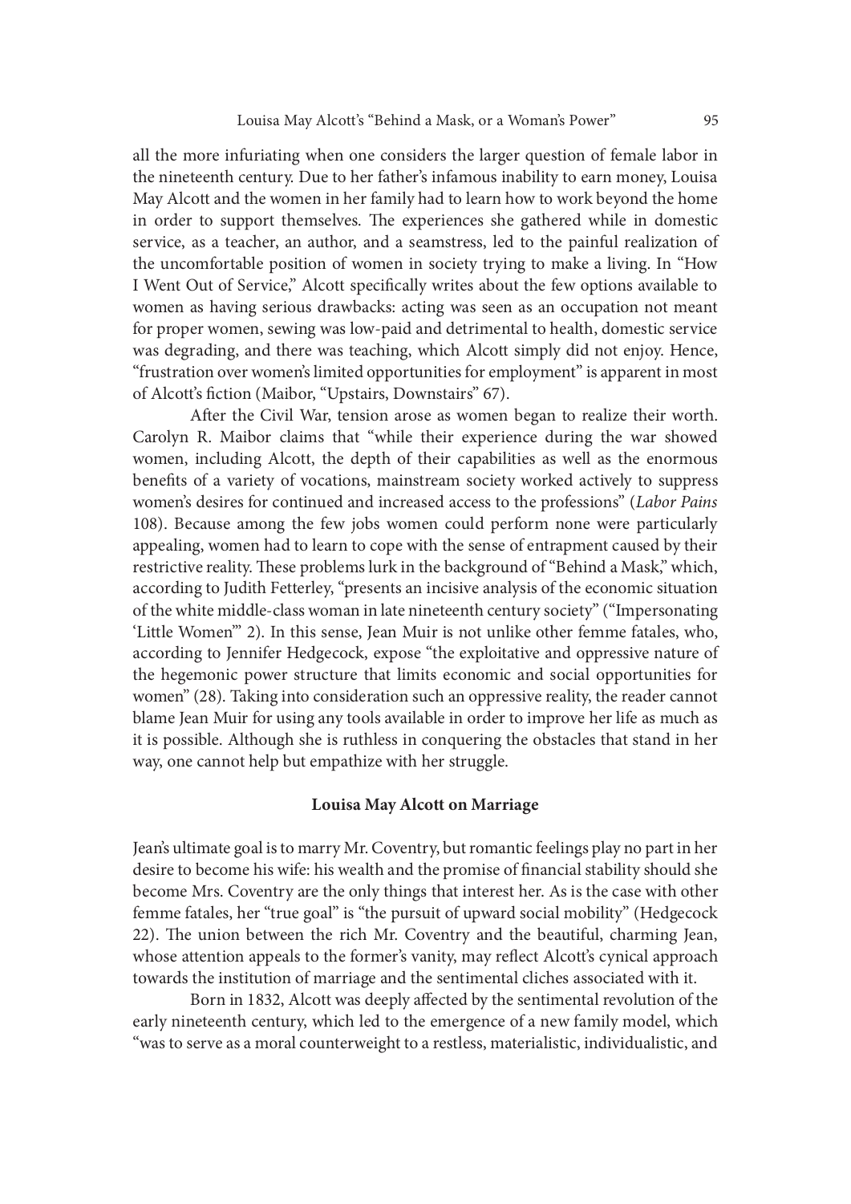all the more infuriating when one considers the larger question of female labor in the nineteenth century. Due to her father's infamous inability to earn money, Louisa May Alcott and the women in her family had to learn how to work beyond the home in order to support themselves. The experiences she gathered while in domestic service, as a teacher, an author, and a seamstress, led to the painful realization of the uncomfortable position of women in society trying to make a living. In "How I Went Out of Service," Alcott specifically writes about the few options available to women as having serious drawbacks: acting was seen as an occupation not meant for proper women, sewing was low-paid and detrimental to health, domestic service was degrading, and there was teaching, which Alcott simply did not enjoy. Hence, "frustration over women's limited opportunities for employment" is apparent in most of Alcott's fiction (Maibor, "Upstairs, Downstairs" 67).

After the Civil War, tension arose as women began to realize their worth. Carolyn R. Maibor claims that "while their experience during the war showed women, including Alcott, the depth of their capabilities as well as the enormous benefits of a variety of vocations, mainstream society worked actively to suppress women's desires for continued and increased access to the professions" (*Labor Pains* 108). Because among the few jobs women could perform none were particularly appealing, women had to learn to cope with the sense of entrapment caused by their restrictive reality. These problems lurk in the background of "Behind a Mask," which, according to Judith Fetterley, "presents an incisive analysis of the economic situation of the white middle-class woman in late nineteenth century society" ("Impersonating 'Little Women'" 2). In this sense, Jean Muir is not unlike other femme fatales, who, according to Jennifer Hedgecock, expose "the exploitative and oppressive nature of the hegemonic power structure that limits economic and social opportunities for women" (28). Taking into consideration such an oppressive reality, the reader cannot blame Jean Muir for using any tools available in order to improve her life as much as it is possible. Although she is ruthless in conquering the obstacles that stand in her way, one cannot help but empathize with her struggle.

## Louisa May Alcott on Marriage

Jean's ultimate goal is to marry Mr. Coventry, but romantic feelings play no part in her desire to become his wife: his wealth and the promise of financial stability should she become Mrs. Coventry are the only things that interest her. As is the case with other femme fatales, her "true goal" is "the pursuit of upward social mobility" (Hedgecock 22). The union between the rich Mr. Coventry and the beautiful, charming Jean, whose attention appeals to the former's vanity, may reflect Alcott's cynical approach towards the institution of marriage and the sentimental cliches associated with it.

Born in 1832, Alcott was deeply affected by the sentimental revolution of the early nineteenth century, which led to the emergence of a new family model, which "was to serve as a moral counterweight to a restless, materialistic, individualistic, and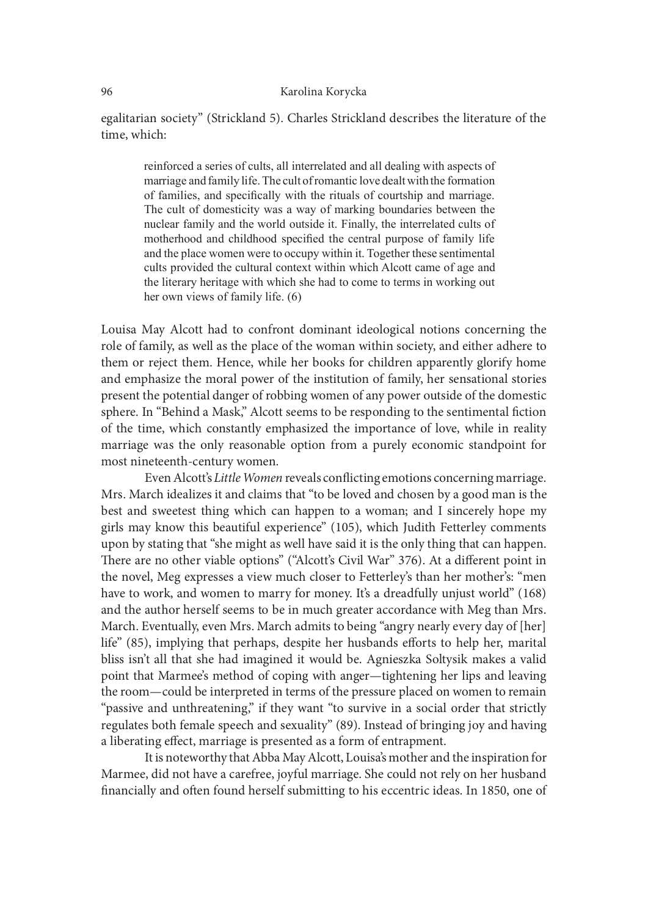egalitarian society" (Strickland 5). Charles Strickland describes the literature of the time, which:

> reinforced a series of cults, all interrelated and all dealing with aspects of marriage and family life. The cult of romantic love dealt with the formation of families, and specifically with the rituals of courtship and marriage. The cult of domesticity was a way of marking boundaries between the nuclear family and the world outside it. Finally, the interrelated cults of motherhood and childhood specified the central purpose of family life and the place women were to occupy within it. Together these sentimental cults provided the cultural context within which Alcott came of age and the literary heritage with which she had to come to terms in working out her own views of family life. (6)

Louisa May Alcott had to confront dominant ideological notions concerning the role of family, as well as the place of the woman within society, and either adhere to them or reject them. Hence, while her books for children apparently glorify home and emphasize the moral power of the institution of family, her sensational stories present the potential danger of robbing women of any power outside of the domestic sphere. In "Behind a Mask," Alcott seems to be responding to the sentimental fiction of the time, which constantly emphasized the importance of love, while in reality marriage was the only reasonable option from a purely economic standpoint for most nineteenth-century women.

Even Alcott's *Little Women* reveals conflicting emotions concerning marriage. Mrs. March idealizes it and claims that "to be loved and chosen by a good man is the best and sweetest thing which can happen to a woman; and I sincerely hope my girls may know this beautiful experience" (105), which Judith Fetterley comments upon by stating that "she might as well have said it is the only thing that can happen. There are no other viable options" ("Alcott's Civil War" 376). At a different point in the novel, Meg expresses a view much closer to Fetterley's than her mother's: "men have to work, and women to marry for money. It's a dreadfully unjust world" (168) and the author herself seems to be in much greater accordance with Meg than Mrs. March. Eventually, even Mrs. March admits to being "angry nearly every day of [her] life" (85), implying that perhaps, despite her husbands efforts to help her, marital bliss isn't all that she had imagined it would be. Agnieszka Soltysik makes a valid point that Marmee's method of coping with anger—tightening her lips and leaving the room—could be interpreted in terms of the pressure placed on women to remain "passive and unthreatening," if they want "to survive in a social order that strictly regulates both female speech and sexuality" (89). Instead of bringing joy and having a liberating effect, marriage is presented as a form of entrapment.

It is noteworthy that Abba May Alcott, Louisa's mother and the inspiration for Marmee, did not have a carefree, joyful marriage. She could not rely on her husband financially and often found herself submitting to his eccentric ideas. In 1850, one of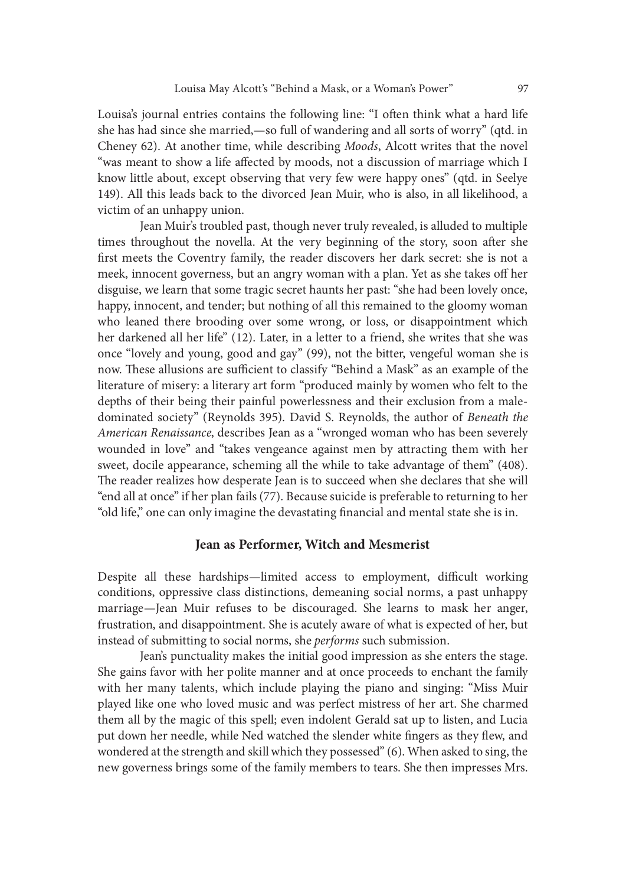Louisa's journal entries contains the following line: "I often think what a hard life she has had since she married,—so full of wandering and all sorts of worry" (qtd. in Cheney 62). At another time, while describing *Moods*, Alcott writes that the novel "was meant to show a life affected by moods, not a discussion of marriage which I know little about, except observing that very few were happy ones" (qtd. in Seelye 149). All this leads back to the divorced Jean Muir, who is also, in all likelihood, a victim of an unhappy union.

Jean Muir's troubled past, though never truly revealed, is alluded to multiple times throughout the novella. At the very beginning of the story, soon after she first meets the Coventry family, the reader discovers her dark secret: she is not a meek, innocent governess, but an angry woman with a plan. Yet as she takes off her disguise, we learn that some tragic secret haunts her past: "she had been lovely once, happy, innocent, and tender; but nothing of all this remained to the gloomy woman who leaned there brooding over some wrong, or loss, or disappointment which her darkened all her life" (12). Later, in a letter to a friend, she writes that she was once "lovely and young, good and gay" (99), not the bitter, vengeful woman she is now. These allusions are sufficient to classify "Behind a Mask" as an example of the literature of misery: a literary art form "produced mainly by women who felt to the depths of their being their painful powerlessness and their exclusion from a male-dominated society" (Reynolds 395). David S. Reynolds, the author of *Beneath the American Renaissance*, describes Jean as a "wronged woman who has been severely wounded in love" and "takes vengeance against men by attracting them with her sweet, docile appearance, scheming all the while to take advantage of them" (408). The reader realizes how desperate Jean is to succeed when she declares that she will "end all at once" if her plan fails (77). Because suicide is preferable to returning to her "old life," one can only imagine the devastating financial and mental state she is in.

## Jean as Performer, Witch and Mesmerist

Despite all these hardships—limited access to employment, difficult working conditions, oppressive class distinctions, demeaning social norms, a past unhappy marriage—Jean Muir refuses to be discouraged. She learns to mask her anger, frustration, and disappointment. She is acutely aware of what is expected of her, but instead of submitting to social norms, she *performs* such submission.

Jean's punctuality makes the initial good impression as she enters the stage. She gains favor with her polite manner and at once proceeds to enchant the family with her many talents, which include playing the piano and singing: "Miss Muir played like one who loved music and was perfect mistress of her art. She charmed them all by the magic of this spell; even indolent Gerald sat up to listen, and Lucia put down her needle, while Ned watched the slender white fingers as they flew, and wondered at the strength and skill which they possessed" (6). When asked to sing, the new governess brings some of the family members to tears. She then impresses Mrs.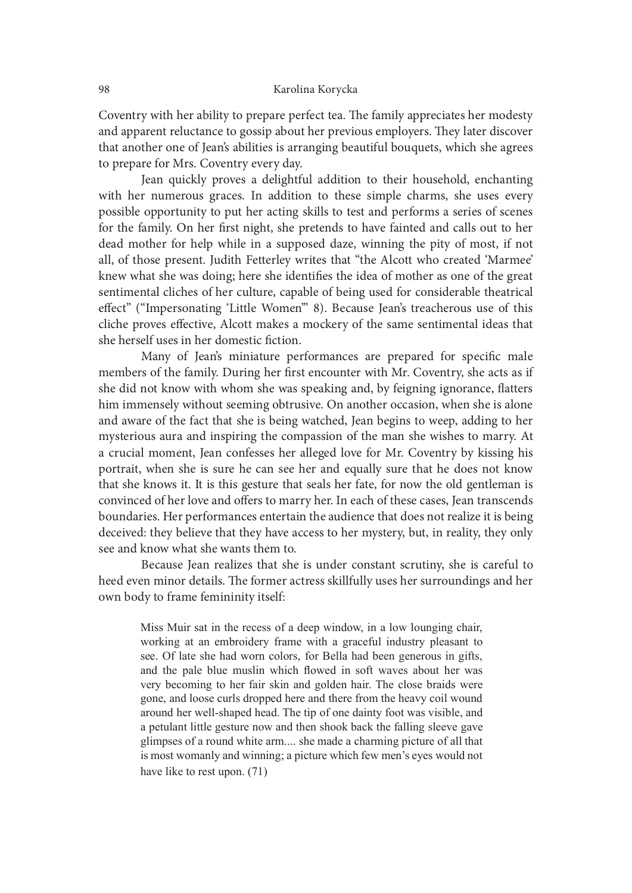Coventry with her ability to prepare perfect tea. The family appreciates her modesty and apparent reluctance to gossip about her previous employers. They later discover that another one of Jean's abilities is arranging beautiful bouquets, which she agrees to prepare for Mrs. Coventry every day.

Jean quickly proves a delightful addition to their household, enchanting with her numerous graces. In addition to these simple charms, she uses every possible opportunity to put her acting skills to test and performs a series of scenes for the family. On her first night, she pretends to have fainted and calls out to her dead mother for help while in a supposed daze, winning the pity of most, if not all, of those present. Judith Fetterley writes that "the Alcott who created 'Marmee' knew what she was doing; here she identifies the idea of mother as one of the great sentimental cliches of her culture, capable of being used for considerable theatrical effect" ("Impersonating 'Little Women'" 8). Because Jean's treacherous use of this cliche proves effective, Alcott makes a mockery of the same sentimental ideas that she herself uses in her domestic fiction.

Many of Jean's miniature performances are prepared for specific male members of the family. During her first encounter with Mr. Coventry, she acts as if she did not know with whom she was speaking and, by feigning ignorance, flatters him immensely without seeming obtrusive. On another occasion, when she is alone and aware of the fact that she is being watched, Jean begins to weep, adding to her mysterious aura and inspiring the compassion of the man she wishes to marry. At a crucial moment, Jean confesses her alleged love for Mr. Coventry by kissing his portrait, when she is sure he can see her and equally sure that he does not know that she knows it. It is this gesture that seals her fate, for now the old gentleman is convinced of her love and offers to marry her. In each of these cases, Jean transcends boundaries. Her performances entertain the audience that does not realize it is being deceived: they believe that they have access to her mystery, but, in reality, they only see and know what she wants them to.

Because Jean realizes that she is under constant scrutiny, she is careful to heed even minor details. The former actress skillfully uses her surroundings and her own body to frame femininity itself:

> Miss Muir sat in the recess of a deep window, in a low lounging chair, working at an embroidery frame with a graceful industry pleasant to see. Of late she had worn colors, for Bella had been generous in gifts, and the pale blue muslin which flowed in soft waves about her was very becoming to her fair skin and golden hair. The close braids were gone, and loose curls dropped here and there from the heavy coil wound around her well-shaped head. The tip of one dainty foot was visible, and a petulant little gesture now and then shook back the falling sleeve gave glimpses of a round white arm.... she made a charming picture of all that is most womanly and winning; a picture which few men's eyes would not have like to rest upon. (71)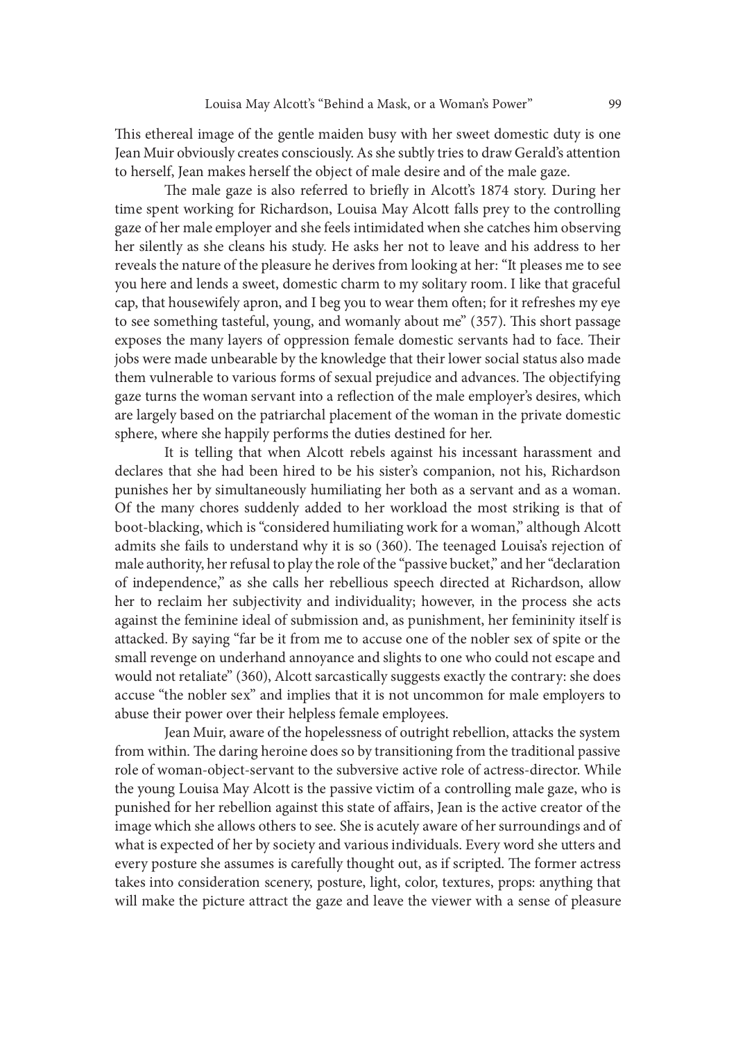This ethereal image of the gentle maiden busy with her sweet domestic duty is one Jean Muir obviously creates consciously. As she subtly tries to draw Gerald's attention to herself, Jean makes herself the object of male desire and of the male gaze.

The male gaze is also referred to briefly in Alcott's 1874 story. During her time spent working for Richardson, Louisa May Alcott falls prey to the controlling gaze of her male employer and she feels intimidated when she catches him observing her silently as she cleans his study. He asks her not to leave and his address to her reveals the nature of the pleasure he derives from looking at her: "It pleases me to see you here and lends a sweet, domestic charm to my solitary room. I like that graceful cap, that housewifely apron, and I beg you to wear them often; for it refreshes my eye to see something tasteful, young, and womanly about me" (357). This short passage exposes the many layers of oppression female domestic servants had to face. Their jobs were made unbearable by the knowledge that their lower social status also made them vulnerable to various forms of sexual prejudice and advances. The objectifying gaze turns the woman servant into a reflection of the male employer's desires, which are largely based on the patriarchal placement of the woman in the private domestic sphere, where she happily performs the duties destined for her.

It is telling that when Alcott rebels against his incessant harassment and declares that she had been hired to be his sister's companion, not his, Richardson punishes her by simultaneously humiliating her both as a servant and as a woman. Of the many chores suddenly added to her workload the most striking is that of boot-blacking, which is "considered humiliating work for a woman," although Alcott admits she fails to understand why it is so (360). The teenaged Louisa's rejection of male authority, her refusal to play the role of the "passive bucket," and her "declaration of independence," as she calls her rebellious speech directed at Richardson, allow her to reclaim her subjectivity and individuality; however, in the process she acts against the feminine ideal of submission and, as punishment, her femininity itself is attacked. By saying "far be it from me to accuse one of the nobler sex of spite or the small revenge on underhand annoyance and slights to one who could not escape and would not retaliate" (360), Alcott sarcastically suggests exactly the contrary: she does accuse "the nobler sex" and implies that it is not uncommon for male employers to abuse their power over their helpless female employees.

Jean Muir, aware of the hopelessness of outright rebellion, attacks the system from within. The daring heroine does so by transitioning from the traditional passive role of woman-object-servant to the subversive active role of actress-director. While the young Louisa May Alcott is the passive victim of a controlling male gaze, who is punished for her rebellion against this state of affairs, Jean is the active creator of the image which she allows others to see. She is acutely aware of her surroundings and of what is expected of her by society and various individuals. Every word she utters and every posture she assumes is carefully thought out, as if scripted. The former actress takes into consideration scenery, posture, light, color, textures, props: anything that will make the picture attract the gaze and leave the viewer with a sense of pleasure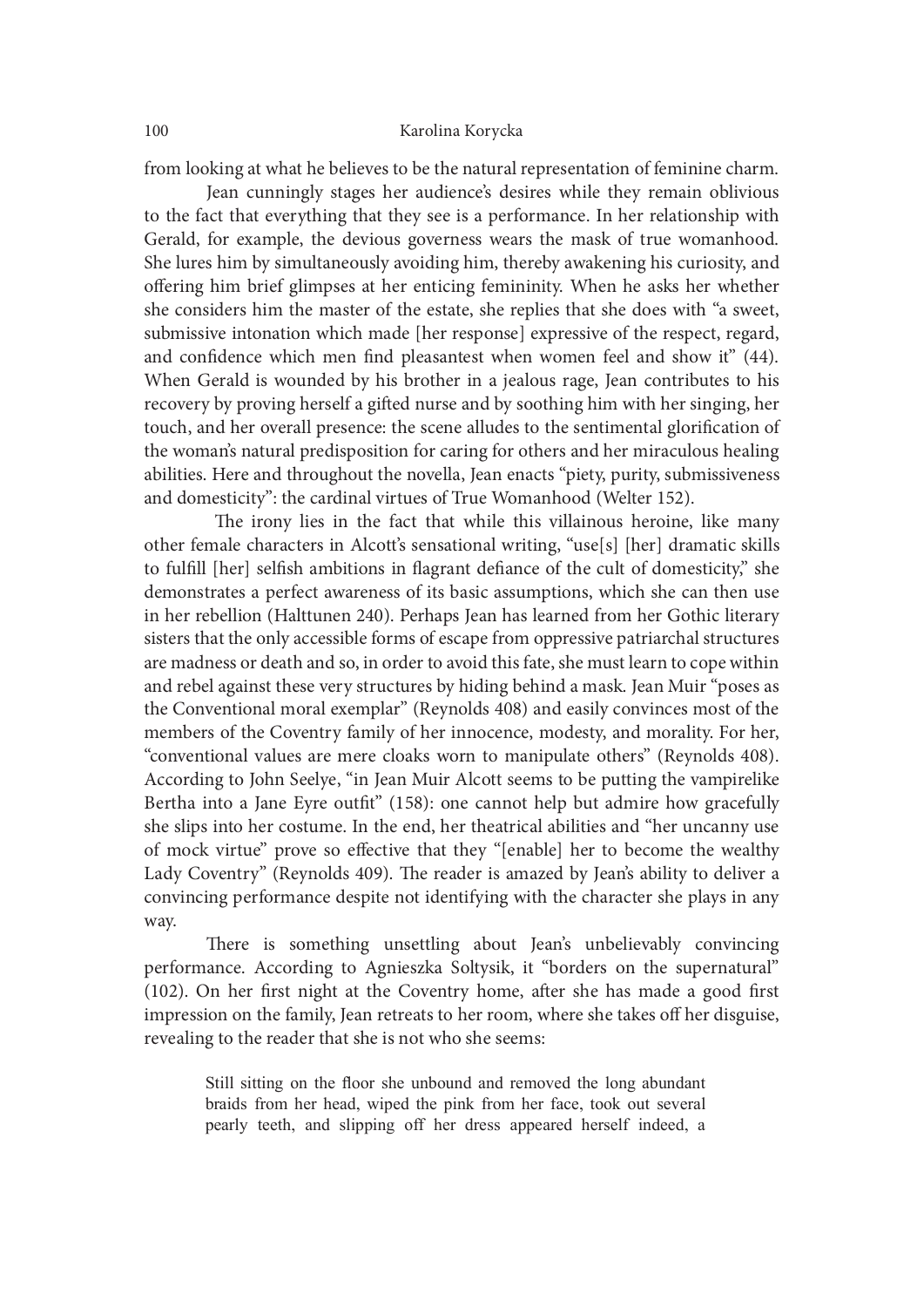from looking at what he believes to be the natural representation of feminine charm.

Jean cunningly stages her audience's desires while they remain oblivious to the fact that everything that they see is a performance. In her relationship with Gerald, for example, the devious governess wears the mask of true womanhood. She lures him by simultaneously avoiding him, thereby awakening his curiosity, and offering him brief glimpses at her enticing femininity. When he asks her whether she considers him the master of the estate, she replies that she does with "a sweet, submissive intonation which made [her response] expressive of the respect, regard, and confidence which men find pleasantest when women feel and show it" (44). When Gerald is wounded by his brother in a jealous rage, Jean contributes to his recovery by proving herself a gifted nurse and by soothing him with her singing, her touch, and her overall presence: the scene alludes to the sentimental glorification of the woman's natural predisposition for caring for others and her miraculous healing abilities. Here and throughout the novella, Jean enacts "piety, purity, submissiveness and domesticity": the cardinal virtues of True Womanhood (Welter 152).

The irony lies in the fact that while this villainous heroine, like many other female characters in Alcott's sensational writing, "use[s] [her] dramatic skills to fulfill [her] selfish ambitions in flagrant defiance of the cult of domesticity," she demonstrates a perfect awareness of its basic assumptions, which she can then use in her rebellion (Halttunen 240). Perhaps Jean has learned from her Gothic literary sisters that the only accessible forms of escape from oppressive patriarchal structures are madness or death and so, in order to avoid this fate, she must learn to cope within and rebel against these very structures by hiding behind a mask. Jean Muir "poses as the Conventional moral exemplar" (Reynolds 408) and easily convinces most of the members of the Coventry family of her innocence, modesty, and morality. For her, "conventional values are mere cloaks worn to manipulate others" (Reynolds 408). According to John Seelye, "in Jean Muir Alcott seems to be putting the vampirelike Bertha into a Jane Eyre outfit" (158): one cannot help but admire how gracefully she slips into her costume. In the end, her theatrical abilities and "her uncanny use of mock virtue" prove so effective that they "[enable] her to become the wealthy Lady Coventry" (Reynolds 409). The reader is amazed by Jean's ability to deliver a convincing performance despite not identifying with the character she plays in any way.

There is something unsettling about Jean's unbelievably convincing performance. According to Agnieszka Soltysik, it "borders on the supernatural" (102). On her first night at the Coventry home, after she has made a good first impression on the family, Jean retreats to her room, where she takes off her disguise, revealing to the reader that she is not who she seems:

> Still sitting on the floor she unbound and removed the long abundant braids from her head, wiped the pink from her face, took out several pearly teeth, and slipping off her dress appeared herself indeed, a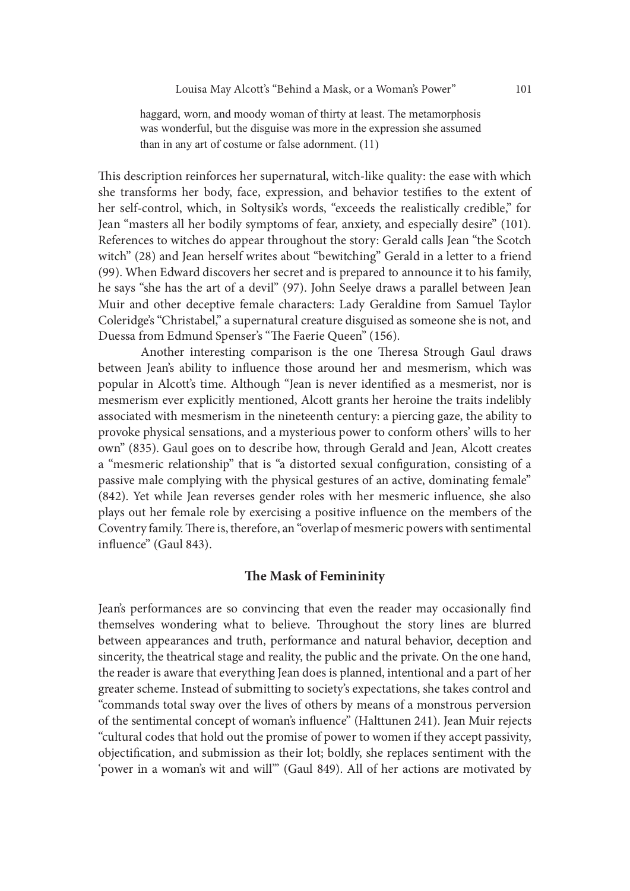> haggard, worn, and moody woman of thirty at least. The metamorphosis was wonderful, but the disguise was more in the expression she assumed than in any art of costume or false adornment. (11)

This description reinforces her supernatural, witch-like quality: the ease with which she transforms her body, face, expression, and behavior testifies to the extent of her self-control, which, in Soltysik's words, "exceeds the realistically credible," for Jean "masters all her bodily symptoms of fear, anxiety, and especially desire" (101). References to witches do appear throughout the story: Gerald calls Jean "the Scotch witch" (28) and Jean herself writes about "bewitching" Gerald in a letter to a friend (99). When Edward discovers her secret and is prepared to announce it to his family, he says "she has the art of a devil" (97). John Seelye draws a parallel between Jean Muir and other deceptive female characters: Lady Geraldine from Samuel Taylor Coleridge's "Christabel," a supernatural creature disguised as someone she is not, and Duessa from Edmund Spenser's "The Faerie Queen" (156).

Another interesting comparison is the one Theresa Strough Gaul draws between Jean's ability to influence those around her and mesmerism, which was popular in Alcott's time. Although "Jean is never identified as a mesmerist, nor is mesmerism ever explicitly mentioned, Alcott grants her heroine the traits indelibly associated with mesmerism in the nineteenth century: a piercing gaze, the ability to provoke physical sensations, and a mysterious power to conform others' wills to her own" (835). Gaul goes on to describe how, through Gerald and Jean, Alcott creates a "mesmeric relationship" that is "a distorted sexual configuration, consisting of a passive male complying with the physical gestures of an active, dominating female" (842). Yet while Jean reverses gender roles with her mesmeric influence, she also plays out her female role by exercising a positive influence on the members of the Coventry family. There is, therefore, an "overlap of mesmeric powers with sentimental influence" (Gaul 843).

## The Mask of Femininity

Jean's performances are so convincing that even the reader may occasionally find themselves wondering what to believe. Throughout the story lines are blurred between appearances and truth, performance and natural behavior, deception and sincerity, the theatrical stage and reality, the public and the private. On the one hand, the reader is aware that everything Jean does is planned, intentional and a part of her greater scheme. Instead of submitting to society's expectations, she takes control and "commands total sway over the lives of others by means of a monstrous perversion of the sentimental concept of woman's influence" (Halttunen 241). Jean Muir rejects "cultural codes that hold out the promise of power to women if they accept passivity, objectification, and submission as their lot; boldly, she replaces sentiment with the 'power in a woman's wit and will'" (Gaul 849). All of her actions are motivated by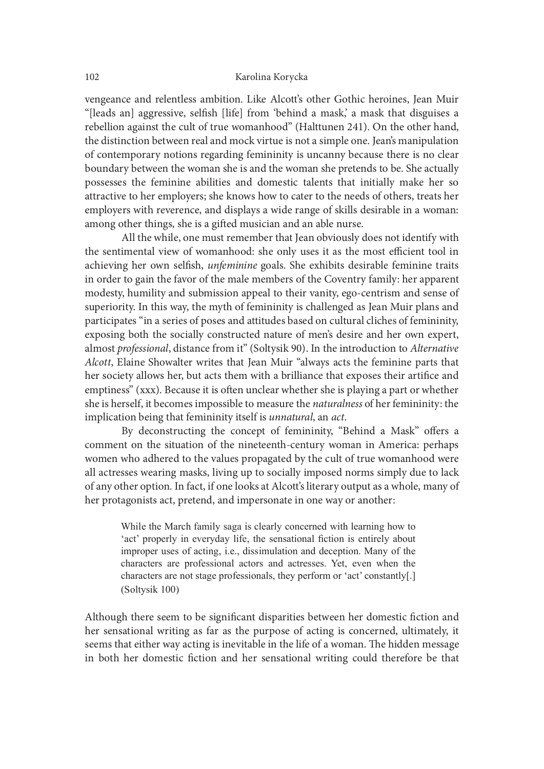vengeance and relentless ambition. Like Alcott's other Gothic heroines, Jean Muir "[leads an] aggressive, selfish [life] from 'behind a mask,' a mask that disguises a rebellion against the cult of true womanhood" (Halttunen 241). On the other hand, the distinction between real and mock virtue is not a simple one. Jean's manipulation of contemporary notions regarding femininity is uncanny because there is no clear boundary between the woman she is and the woman she pretends to be. She actually possesses the feminine abilities and domestic talents that initially make her so attractive to her employers; she knows how to cater to the needs of others, treats her employers with reverence, and displays a wide range of skills desirable in a woman: among other things, she is a gifted musician and an able nurse.

All the while, one must remember that Jean obviously does not identify with the sentimental view of womanhood: she only uses it as the most efficient tool in achieving her own selfish, *unfeminine* goals. She exhibits desirable feminine traits in order to gain the favor of the male members of the Coventry family: her apparent modesty, humility and submission appeal to their vanity, ego-centrism and sense of superiority. In this way, the myth of femininity is challenged as Jean Muir plans and participates "in a series of poses and attitudes based on cultural cliches of femininity, exposing both the socially constructed nature of men's desire and her own expert, almost *professional*, distance from it" (Soltysik 90). In the introduction to *Alternative Alcott*, Elaine Showalter writes that Jean Muir "always acts the feminine parts that her society allows her, but acts them with a brilliance that exposes their artifice and emptiness" (xxx). Because it is often unclear whether she is playing a part or whether she is herself, it becomes impossible to measure the *naturalness* of her femininity: the implication being that femininity itself is *unnatural*, an *act*.

By deconstructing the concept of femininity, "Behind a Mask" offers a comment on the situation of the nineteenth-century woman in America: perhaps women who adhered to the values propagated by the cult of true womanhood were all actresses wearing masks, living up to socially imposed norms simply due to lack of any other option. In fact, if one looks at Alcott's literary output as a whole, many of her protagonists act, pretend, and impersonate in one way or another:

> While the March family saga is clearly concerned with learning how to 'act' properly in everyday life, the sensational fiction is entirely about improper uses of acting, i.e., dissimulation and deception. Many of the characters are professional actors and actresses. Yet, even when the characters are not stage professionals, they perform or 'act' constantly[.] (Soltysik 100)

Although there seem to be significant disparities between her domestic fiction and her sensational writing as far as the purpose of acting is concerned, ultimately, it seems that either way acting is inevitable in the life of a woman. The hidden message in both her domestic fiction and her sensational writing could therefore be that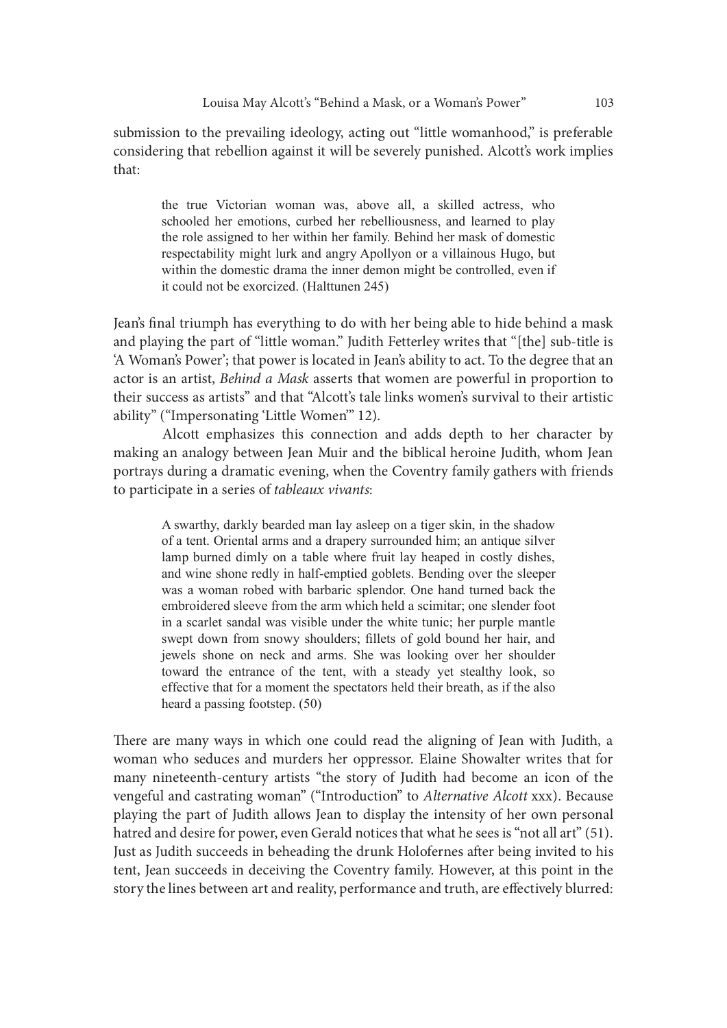submission to the prevailing ideology, acting out "little womanhood," is preferable considering that rebellion against it will be severely punished. Alcott's work implies that:

> the true Victorian woman was, above all, a skilled actress, who schooled her emotions, curbed her rebelliousness, and learned to play the role assigned to her within her family. Behind her mask of domestic respectability might lurk and angry Apollyon or a villainous Hugo, but within the domestic drama the inner demon might be controlled, even if it could not be exorcized. (Halttunen 245)

Jean's final triumph has everything to do with her being able to hide behind a mask and playing the part of "little woman." Judith Fetterley writes that "[the] sub-title is 'A Woman's Power'; that power is located in Jean's ability to act. To the degree that an actor is an artist, *Behind a Mask* asserts that women are powerful in proportion to their success as artists" and that "Alcott's tale links women's survival to their artistic ability" ("Impersonating 'Little Women'" 12).

Alcott emphasizes this connection and adds depth to her character by making an analogy between Jean Muir and the biblical heroine Judith, whom Jean portrays during a dramatic evening, when the Coventry family gathers with friends to participate in a series of *tableaux vivants*:

> A swarthy, darkly bearded man lay asleep on a tiger skin, in the shadow of a tent. Oriental arms and a drapery surrounded him; an antique silver lamp burned dimly on a table where fruit lay heaped in costly dishes, and wine shone redly in half-emptied goblets. Bending over the sleeper was a woman robed with barbaric splendor. One hand turned back the embroidered sleeve from the arm which held a scimitar; one slender foot in a scarlet sandal was visible under the white tunic; her purple mantle swept down from snowy shoulders; fillets of gold bound her hair, and jewels shone on neck and arms. She was looking over her shoulder toward the entrance of the tent, with a steady yet stealthy look, so effective that for a moment the spectators held their breath, as if the also heard a passing footstep. (50)

There are many ways in which one could read the aligning of Jean with Judith, a woman who seduces and murders her oppressor. Elaine Showalter writes that for many nineteenth-century artists "the story of Judith had become an icon of the vengeful and castrating woman" ("Introduction" to *Alternative Alcott* xxx). Because playing the part of Judith allows Jean to display the intensity of her own personal hatred and desire for power, even Gerald notices that what he sees is "not all art" (51). Just as Judith succeeds in beheading the drunk Holofernes after being invited to his tent, Jean succeeds in deceiving the Coventry family. However, at this point in the story the lines between art and reality, performance and truth, are effectively blurred: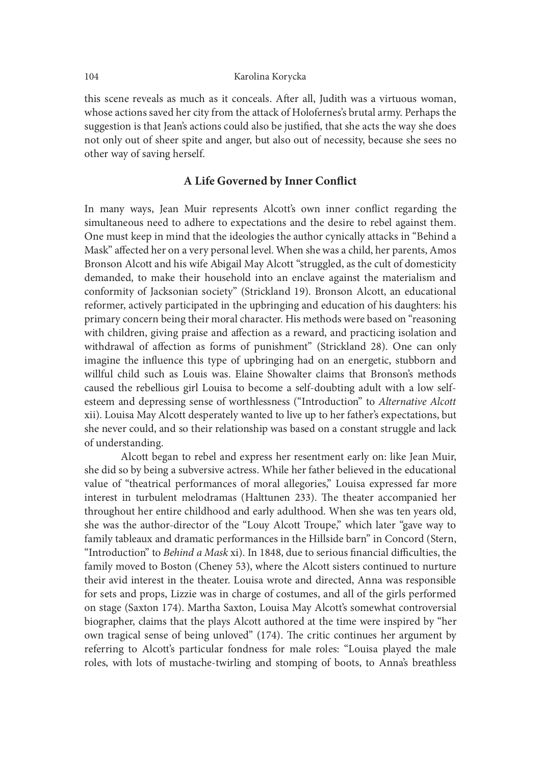this scene reveals as much as it conceals. After all, Judith was a virtuous woman, whose actions saved her city from the attack of Holofernes's brutal army. Perhaps the suggestion is that Jean's actions could also be justified, that she acts the way she does not only out of sheer spite and anger, but also out of necessity, because she sees no other way of saving herself.

## A Life Governed by Inner Conflict

In many ways, Jean Muir represents Alcott's own inner conflict regarding the simultaneous need to adhere to expectations and the desire to rebel against them. One must keep in mind that the ideologies the author cynically attacks in "Behind a Mask" affected her on a very personal level. When she was a child, her parents, Amos Bronson Alcott and his wife Abigail May Alcott "struggled, as the cult of domesticity demanded, to make their household into an enclave against the materialism and conformity of Jacksonian society" (Strickland 19). Bronson Alcott, an educational reformer, actively participated in the upbringing and education of his daughters: his primary concern being their moral character. His methods were based on "reasoning with children, giving praise and affection as a reward, and practicing isolation and withdrawal of affection as forms of punishment" (Strickland 28). One can only imagine the influence this type of upbringing had on an energetic, stubborn and willful child such as Louis was. Elaine Showalter claims that Bronson's methods caused the rebellious girl Louisa to become a self-doubting adult with a low self-esteem and depressing sense of worthlessness ("Introduction" to *Alternative Alcott* xii). Louisa May Alcott desperately wanted to live up to her father's expectations, but she never could, and so their relationship was based on a constant struggle and lack of understanding.

Alcott began to rebel and express her resentment early on: like Jean Muir, she did so by being a subversive actress. While her father believed in the educational value of "theatrical performances of moral allegories," Louisa expressed far more interest in turbulent melodramas (Halttunen 233). The theater accompanied her throughout her entire childhood and early adulthood. When she was ten years old, she was the author-director of the "Louy Alcott Troupe," which later "gave way to family tableaux and dramatic performances in the Hillside barn" in Concord (Stern, "Introduction" to *Behind a Mask* xi). In 1848, due to serious financial difficulties, the family moved to Boston (Cheney 53), where the Alcott sisters continued to nurture their avid interest in the theater. Louisa wrote and directed, Anna was responsible for sets and props, Lizzie was in charge of costumes, and all of the girls performed on stage (Saxton 174). Martha Saxton, Louisa May Alcott's somewhat controversial biographer, claims that the plays Alcott authored at the time were inspired by "her own tragical sense of being unloved" (174). The critic continues her argument by referring to Alcott's particular fondness for male roles: "Louisa played the male roles, with lots of mustache-twirling and stomping of boots, to Anna's breathless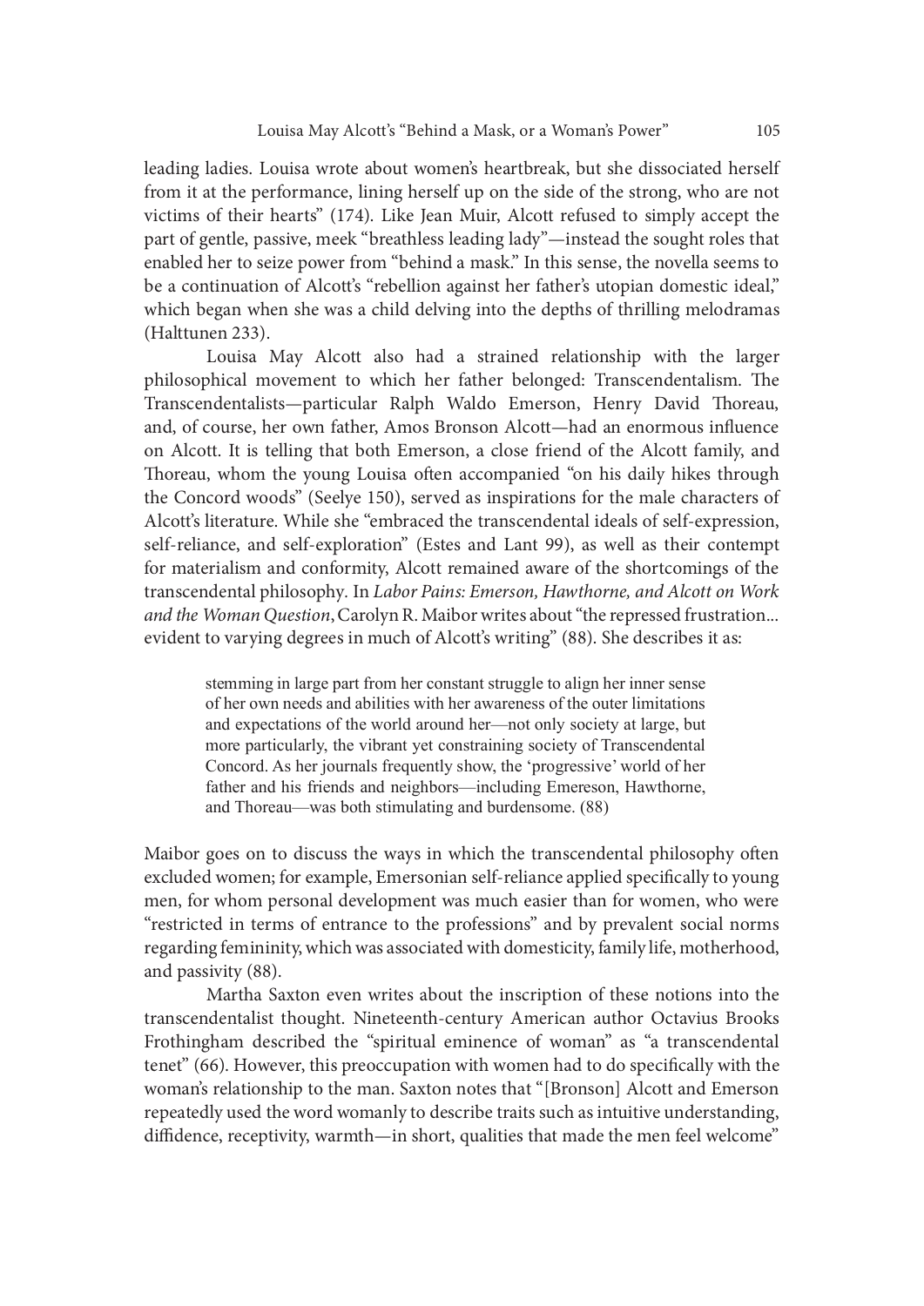leading ladies. Louisa wrote about women's heartbreak, but she dissociated herself from it at the performance, lining herself up on the side of the strong, who are not victims of their hearts" (174). Like Jean Muir, Alcott refused to simply accept the part of gentle, passive, meek "breathless leading lady"—instead the sought roles that enabled her to seize power from "behind a mask." In this sense, the novella seems to be a continuation of Alcott's "rebellion against her father's utopian domestic ideal," which began when she was a child delving into the depths of thrilling melodramas (Halttunen 233).

Louisa May Alcott also had a strained relationship with the larger philosophical movement to which her father belonged: Transcendentalism. The Transcendentalists—particular Ralph Waldo Emerson, Henry David Thoreau, and, of course, her own father, Amos Bronson Alcott—had an enormous influence on Alcott. It is telling that both Emerson, a close friend of the Alcott family, and Thoreau, whom the young Louisa often accompanied "on his daily hikes through the Concord woods" (Seelye 150), served as inspirations for the male characters of Alcott's literature. While she "embraced the transcendental ideals of self-expression, self-reliance, and self-exploration" (Estes and Lant 99), as well as their contempt for materialism and conformity, Alcott remained aware of the shortcomings of the transcendental philosophy. In *Labor Pains: Emerson, Hawthorne, and Alcott on Work and the Woman Question*, Carolyn R. Maibor writes about "the repressed frustration... evident to varying degrees in much of Alcott's writing" (88). She describes it as:

> stemming in large part from her constant struggle to align her inner sense of her own needs and abilities with her awareness of the outer limitations and expectations of the world around her—not only society at large, but more particularly, the vibrant yet constraining society of Transcendental Concord. As her journals frequently show, the 'progressive' world of her father and his friends and neighbors—including Emereson, Hawthorne, and Thoreau—was both stimulating and burdensome. (88)

Maibor goes on to discuss the ways in which the transcendental philosophy often excluded women; for example, Emersonian self-reliance applied specifically to young men, for whom personal development was much easier than for women, who were "restricted in terms of entrance to the professions" and by prevalent social norms regarding femininity, which was associated with domesticity, family life, motherhood, and passivity (88).

Martha Saxton even writes about the inscription of these notions into the transcendentalist thought. Nineteenth-century American author Octavius Brooks Frothingham described the "spiritual eminence of woman" as "a transcendental tenet" (66). However, this preoccupation with women had to do specifically with the woman's relationship to the man. Saxton notes that "[Bronson] Alcott and Emerson repeatedly used the word womanly to describe traits such as intuitive understanding, diffidence, receptivity, warmth—in short, qualities that made the men feel welcome"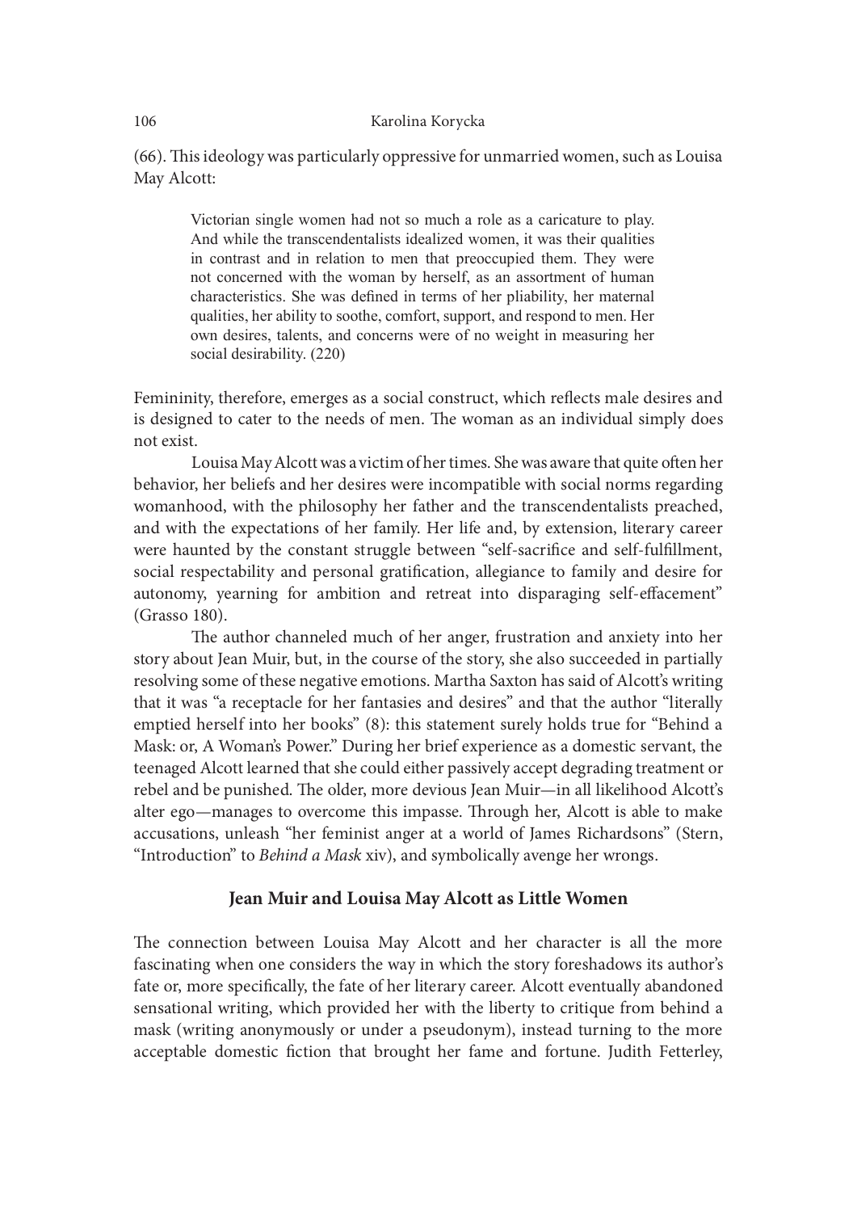(66). This ideology was particularly oppressive for unmarried women, such as Louisa May Alcott:

> Victorian single women had not so much a role as a caricature to play. And while the transcendentalists idealized women, it was their qualities in contrast and in relation to men that preoccupied them. They were not concerned with the woman by herself, as an assortment of human characteristics. She was defined in terms of her pliability, her maternal qualities, her ability to soothe, comfort, support, and respond to men. Her own desires, talents, and concerns were of no weight in measuring her social desirability. (220)

Femininity, therefore, emerges as a social construct, which reflects male desires and is designed to cater to the needs of men. The woman as an individual simply does not exist.

Louisa May Alcott was a victim of her times. She was aware that quite often her behavior, her beliefs and her desires were incompatible with social norms regarding womanhood, with the philosophy her father and the transcendentalists preached, and with the expectations of her family. Her life and, by extension, literary career were haunted by the constant struggle between "self-sacrifice and self-fulfillment, social respectability and personal gratification, allegiance to family and desire for autonomy, yearning for ambition and retreat into disparaging self-effacement" (Grasso 180).

The author channeled much of her anger, frustration and anxiety into her story about Jean Muir, but, in the course of the story, she also succeeded in partially resolving some of these negative emotions. Martha Saxton has said of Alcott's writing that it was "a receptacle for her fantasies and desires" and that the author "literally emptied herself into her books" (8): this statement surely holds true for "Behind a Mask: or, A Woman's Power." During her brief experience as a domestic servant, the teenaged Alcott learned that she could either passively accept degrading treatment or rebel and be punished. The older, more devious Jean Muir—in all likelihood Alcott's alter ego—manages to overcome this impasse. Through her, Alcott is able to make accusations, unleash "her feminist anger at a world of James Richardsons" (Stern, "Introduction" to *Behind a Mask* xiv), and symbolically avenge her wrongs.

## Jean Muir and Louisa May Alcott as Little Women

The connection between Louisa May Alcott and her character is all the more fascinating when one considers the way in which the story foreshadows its author's fate or, more specifically, the fate of her literary career. Alcott eventually abandoned sensational writing, which provided her with the liberty to critique from behind a mask (writing anonymously or under a pseudonym), instead turning to the more acceptable domestic fiction that brought her fame and fortune. Judith Fetterley,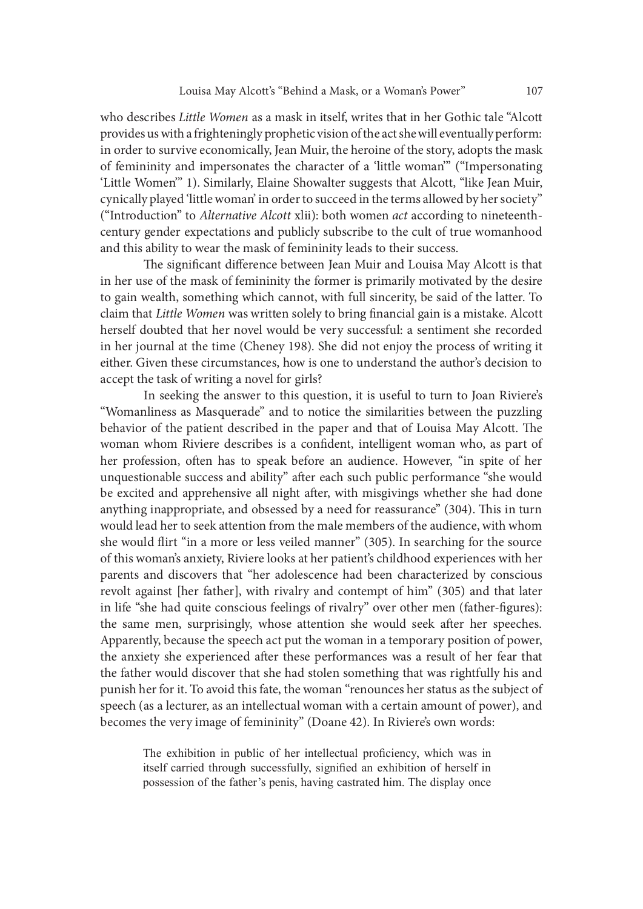who describes *Little Women* as a mask in itself, writes that in her Gothic tale "Alcott provides us with a frighteningly prophetic vision of the act she will eventually perform: in order to survive economically, Jean Muir, the heroine of the story, adopts the mask of femininity and impersonates the character of a 'little woman'" ("Impersonating 'Little Women'" 1). Similarly, Elaine Showalter suggests that Alcott, "like Jean Muir, cynically played 'little woman' in order to succeed in the terms allowed by her society" ("Introduction" to *Alternative Alcott* xlii): both women *act* according to nineteenth-century gender expectations and publicly subscribe to the cult of true womanhood and this ability to wear the mask of femininity leads to their success.

The significant difference between Jean Muir and Louisa May Alcott is that in her use of the mask of femininity the former is primarily motivated by the desire to gain wealth, something which cannot, with full sincerity, be said of the latter. To claim that *Little Women* was written solely to bring financial gain is a mistake. Alcott herself doubted that her novel would be very successful: a sentiment she recorded in her journal at the time (Cheney 198). She did not enjoy the process of writing it either. Given these circumstances, how is one to understand the author's decision to accept the task of writing a novel for girls?

In seeking the answer to this question, it is useful to turn to Joan Riviere's "Womanliness as Masquerade" and to notice the similarities between the puzzling behavior of the patient described in the paper and that of Louisa May Alcott. The woman whom Riviere describes is a confident, intelligent woman who, as part of her profession, often has to speak before an audience. However, "in spite of her unquestionable success and ability" after each such public performance "she would be excited and apprehensive all night after, with misgivings whether she had done anything inappropriate, and obsessed by a need for reassurance" (304). This in turn would lead her to seek attention from the male members of the audience, with whom she would flirt "in a more or less veiled manner" (305). In searching for the source of this woman's anxiety, Riviere looks at her patient's childhood experiences with her parents and discovers that "her adolescence had been characterized by conscious revolt against [her father], with rivalry and contempt of him" (305) and that later in life "she had quite conscious feelings of rivalry" over other men (father-figures): the same men, surprisingly, whose attention she would seek after her speeches. Apparently, because the speech act put the woman in a temporary position of power, the anxiety she experienced after these performances was a result of her fear that the father would discover that she had stolen something that was rightfully his and punish her for it. To avoid this fate, the woman "renounces her status as the subject of speech (as a lecturer, as an intellectual woman with a certain amount of power), and becomes the very image of femininity" (Doane 42). In Riviere's own words:

> The exhibition in public of her intellectual proficiency, which was in itself carried through successfully, signified an exhibition of herself in possession of the father's penis, having castrated him. The display once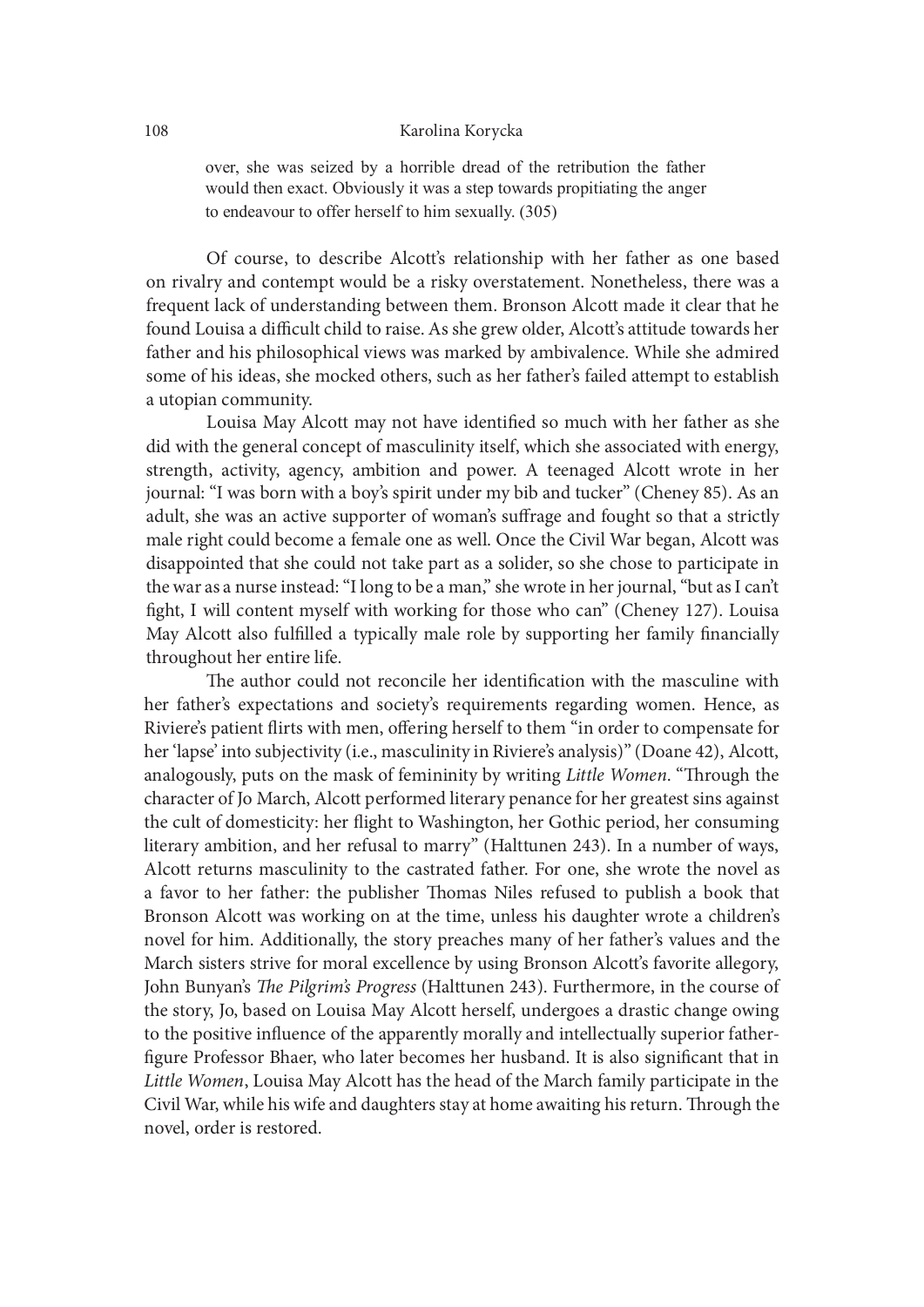> over, she was seized by a horrible dread of the retribution the father would then exact. Obviously it was a step towards propitiating the anger to endeavour to offer herself to him sexually. (305)

Of course, to describe Alcott's relationship with her father as one based on rivalry and contempt would be a risky overstatement. Nonetheless, there was a frequent lack of understanding between them. Bronson Alcott made it clear that he found Louisa a difficult child to raise. As she grew older, Alcott's attitude towards her father and his philosophical views was marked by ambivalence. While she admired some of his ideas, she mocked others, such as her father's failed attempt to establish a utopian community.

Louisa May Alcott may not have identified so much with her father as she did with the general concept of masculinity itself, which she associated with energy, strength, activity, agency, ambition and power. A teenaged Alcott wrote in her journal: "I was born with a boy's spirit under my bib and tucker" (Cheney 85). As an adult, she was an active supporter of woman's suffrage and fought so that a strictly male right could become a female one as well. Once the Civil War began, Alcott was disappointed that she could not take part as a solider, so she chose to participate in the war as a nurse instead: "I long to be a man," she wrote in her journal, "but as I can't fight, I will content myself with working for those who can" (Cheney 127). Louisa May Alcott also fulfilled a typically male role by supporting her family financially throughout her entire life.

The author could not reconcile her identification with the masculine with her father's expectations and society's requirements regarding women. Hence, as Riviere's patient flirts with men, offering herself to them "in order to compensate for her 'lapse' into subjectivity (i.e., masculinity in Riviere's analysis)" (Doane 42), Alcott, analogously, puts on the mask of femininity by writing *Little Women*. "Through the character of Jo March, Alcott performed literary penance for her greatest sins against the cult of domesticity: her flight to Washington, her Gothic period, her consuming literary ambition, and her refusal to marry" (Halttunen 243). In a number of ways, Alcott returns masculinity to the castrated father. For one, she wrote the novel as a favor to her father: the publisher Thomas Niles refused to publish a book that Bronson Alcott was working on at the time, unless his daughter wrote a children's novel for him. Additionally, the story preaches many of her father's values and the March sisters strive for moral excellence by using Bronson Alcott's favorite allegory, John Bunyan's *The Pilgrim's Progress* (Halttunen 243). Furthermore, in the course of the story, Jo, based on Louisa May Alcott herself, undergoes a drastic change owing to the positive influence of the apparently morally and intellectually superior father-figure Professor Bhaer, who later becomes her husband. It is also significant that in *Little Women*, Louisa May Alcott has the head of the March family participate in the Civil War, while his wife and daughters stay at home awaiting his return. Through the novel, order is restored.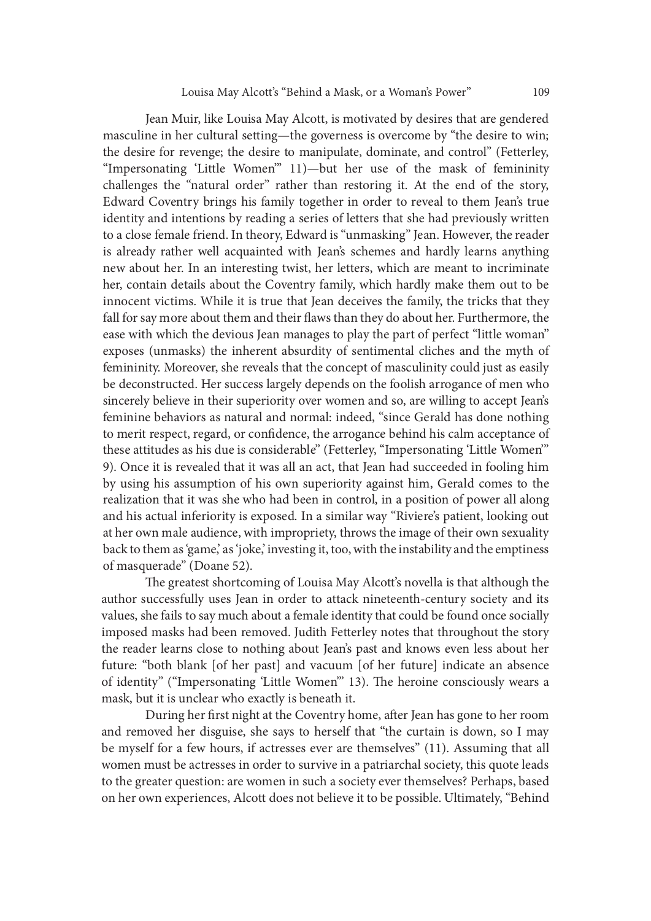Jean Muir, like Louisa May Alcott, is motivated by desires that are gendered masculine in her cultural setting—the governess is overcome by "the desire to win; the desire for revenge; the desire to manipulate, dominate, and control" (Fetterley, "Impersonating 'Little Women'" 11)—but her use of the mask of femininity challenges the "natural order" rather than restoring it. At the end of the story, Edward Coventry brings his family together in order to reveal to them Jean's true identity and intentions by reading a series of letters that she had previously written to a close female friend. In theory, Edward is "unmasking" Jean. However, the reader is already rather well acquainted with Jean's schemes and hardly learns anything new about her. In an interesting twist, her letters, which are meant to incriminate her, contain details about the Coventry family, which hardly make them out to be innocent victims. While it is true that Jean deceives the family, the tricks that they fall for say more about them and their flaws than they do about her. Furthermore, the ease with which the devious Jean manages to play the part of perfect "little woman" exposes (unmasks) the inherent absurdity of sentimental cliches and the myth of femininity. Moreover, she reveals that the concept of masculinity could just as easily be deconstructed. Her success largely depends on the foolish arrogance of men who sincerely believe in their superiority over women and so, are willing to accept Jean's feminine behaviors as natural and normal: indeed, "since Gerald has done nothing to merit respect, regard, or confidence, the arrogance behind his calm acceptance of these attitudes as his due is considerable" (Fetterley, "Impersonating 'Little Women'" 9). Once it is revealed that it was all an act, that Jean had succeeded in fooling him by using his assumption of his own superiority against him, Gerald comes to the realization that it was she who had been in control, in a position of power all along and his actual inferiority is exposed. In a similar way "Riviere's patient, looking out at her own male audience, with impropriety, throws the image of their own sexuality back to them as 'game,' as 'joke,' investing it, too, with the instability and the emptiness of masquerade" (Doane 52).

The greatest shortcoming of Louisa May Alcott's novella is that although the author successfully uses Jean in order to attack nineteenth-century society and its values, she fails to say much about a female identity that could be found once socially imposed masks had been removed. Judith Fetterley notes that throughout the story the reader learns close to nothing about Jean's past and knows even less about her future: "both blank [of her past] and vacuum [of her future] indicate an absence of identity" ("Impersonating 'Little Women'" 13). The heroine consciously wears a mask, but it is unclear who exactly is beneath it.

During her first night at the Coventry home, after Jean has gone to her room and removed her disguise, she says to herself that "the curtain is down, so I may be myself for a few hours, if actresses ever are themselves" (11). Assuming that all women must be actresses in order to survive in a patriarchal society, this quote leads to the greater question: are women in such a society ever themselves? Perhaps, based on her own experiences, Alcott does not believe it to be possible. Ultimately, "Behind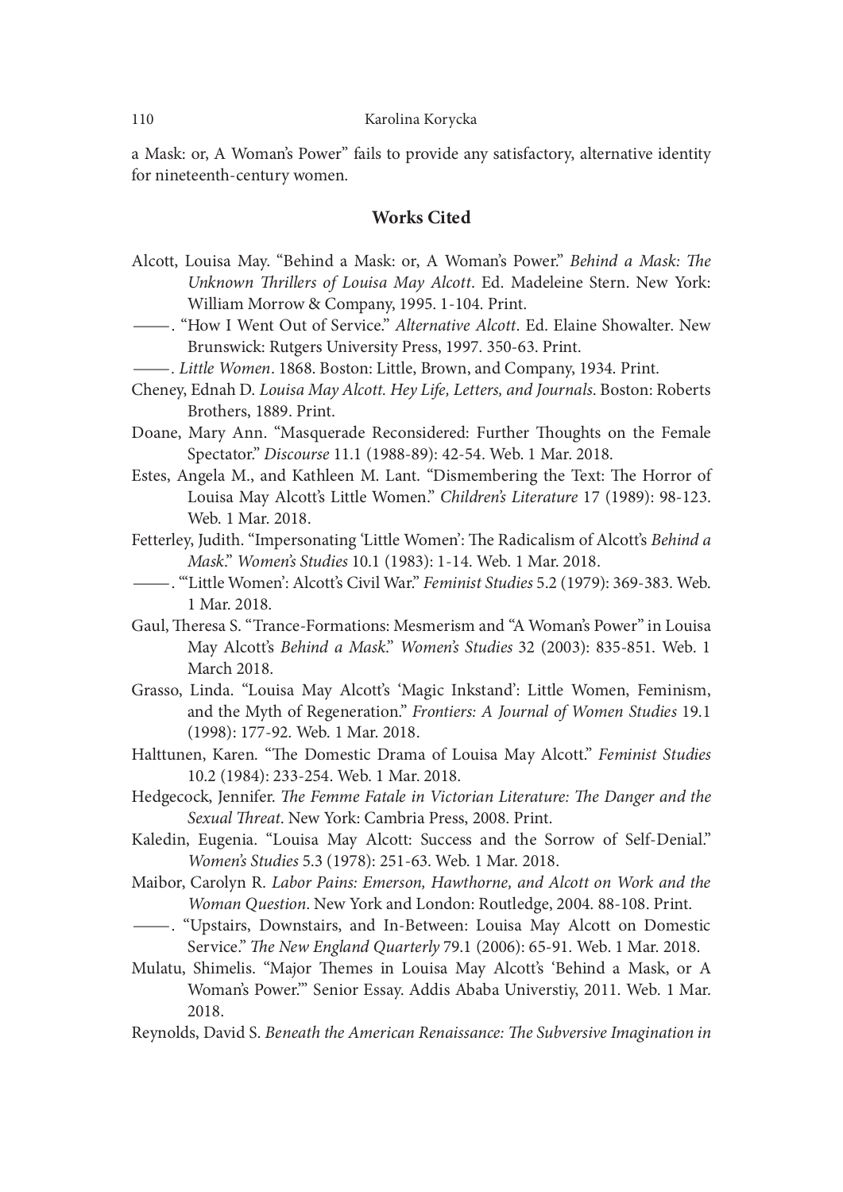a Mask: or, A Woman's Power" fails to provide any satisfactory, alternative identity for nineteenth-century women.

## Works Cited

Alcott, Louisa May. "Behind a Mask: or, A Woman's Power." *Behind a Mask: The Unknown Thrillers of Louisa May Alcott*. Ed. Madeleine Stern. New York: William Morrow & Company, 1995. 1-104. Print.

———. "How I Went Out of Service." *Alternative Alcott*. Ed. Elaine Showalter. New Brunswick: Rutgers University Press, 1997. 350-63. Print.

———. *Little Women*. 1868. Boston: Little, Brown, and Company, 1934. Print.

Cheney, Ednah D. *Louisa May Alcott. Hey Life, Letters, and Journals*. Boston: Roberts Brothers, 1889. Print.

Doane, Mary Ann. "Masquerade Reconsidered: Further Thoughts on the Female Spectator." *Discourse* 11.1 (1988-89): 42-54. Web. 1 Mar. 2018.

Estes, Angela M., and Kathleen M. Lant. "Dismembering the Text: The Horror of Louisa May Alcott's Little Women." *Children's Literature* 17 (1989): 98-123. Web. 1 Mar. 2018.

Fetterley, Judith. "Impersonating 'Little Women': The Radicalism of Alcott's *Behind a Mask*." *Women's Studies* 10.1 (1983): 1-14. Web. 1 Mar. 2018.

———. "'Little Women': Alcott's Civil War." *Feminist Studies* 5.2 (1979): 369-383. Web. 1 Mar. 2018.

Gaul, Theresa S. "Trance-Formations: Mesmerism and "A Woman's Power" in Louisa May Alcott's *Behind a Mask*." *Women's Studies* 32 (2003): 835-851. Web. 1 March 2018.

Grasso, Linda. "Louisa May Alcott's 'Magic Inkstand': Little Women, Feminism, and the Myth of Regeneration." *Frontiers: A Journal of Women Studies* 19.1 (1998): 177-92. Web. 1 Mar. 2018.

Halttunen, Karen. "The Domestic Drama of Louisa May Alcott." *Feminist Studies* 10.2 (1984): 233-254. Web. 1 Mar. 2018.

Hedgecock, Jennifer. *The Femme Fatale in Victorian Literature: The Danger and the Sexual Threat*. New York: Cambria Press, 2008. Print.

Kaledin, Eugenia. "Louisa May Alcott: Success and the Sorrow of Self-Denial." *Women's Studies* 5.3 (1978): 251-63. Web. 1 Mar. 2018.

Maibor, Carolyn R. *Labor Pains: Emerson, Hawthorne, and Alcott on Work and the Woman Question*. New York and London: Routledge, 2004. 88-108. Print.

———. "Upstairs, Downstairs, and In-Between: Louisa May Alcott on Domestic Service." *The New England Quarterly* 79.1 (2006): 65-91. Web. 1 Mar. 2018.

Mulatu, Shimelis. "Major Themes in Louisa May Alcott's 'Behind a Mask, or A Woman's Power.'" Senior Essay. Addis Ababa Universtiy, 2011. Web. 1 Mar. 2018.

Reynolds, David S. *Beneath the American Renaissance: The Subversive Imagination in*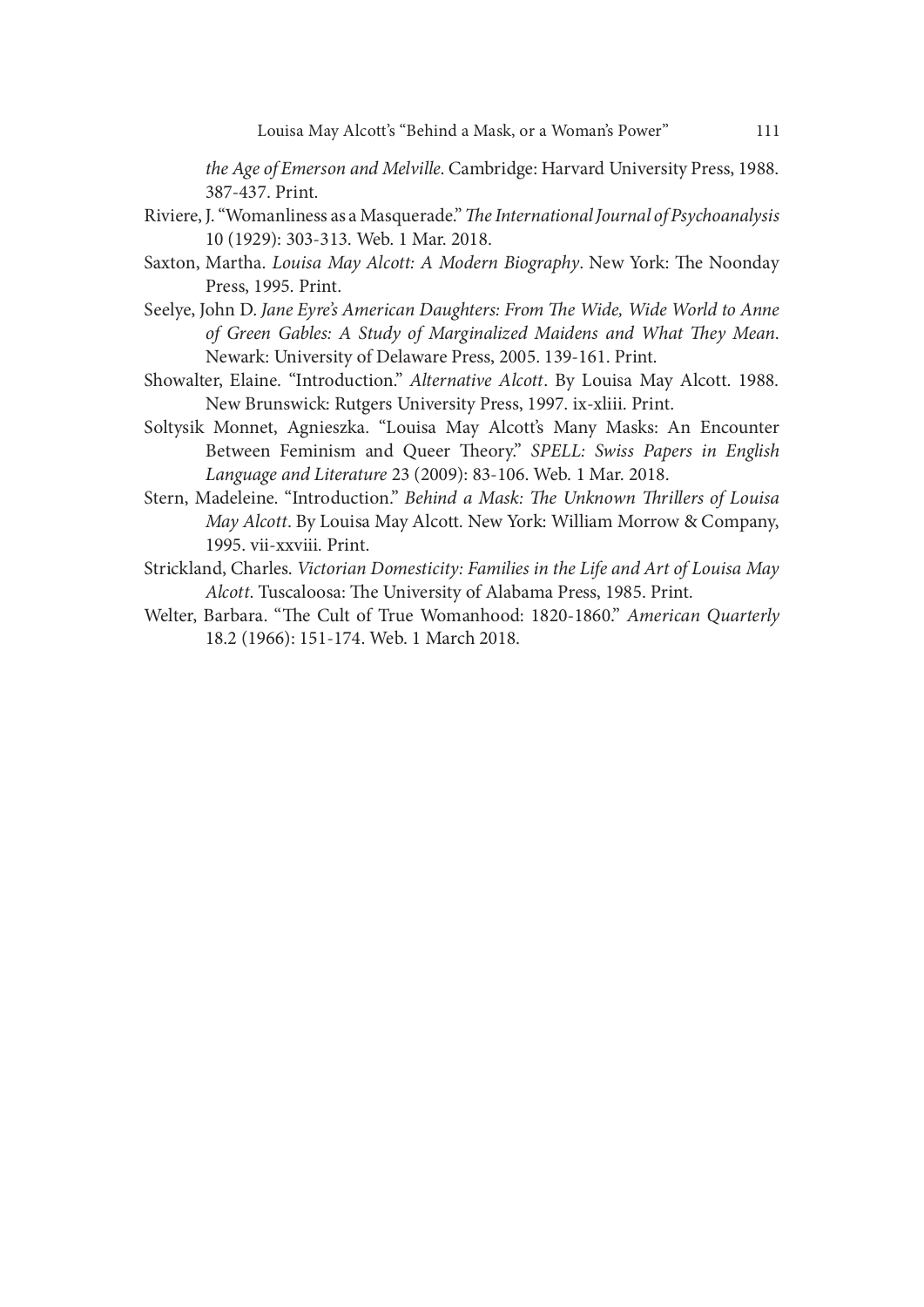*the Age of Emerson and Melville*. Cambridge: Harvard University Press, 1988. 387-437. Print.

Riviere, J. "Womanliness as a Masquerade." *The International Journal of Psychoanalysis* 10 (1929): 303-313. Web. 1 Mar. 2018.

Saxton, Martha. *Louisa May Alcott: A Modern Biography*. New York: The Noonday Press, 1995. Print.

Seelye, John D. *Jane Eyre's American Daughters: From The Wide, Wide World to Anne of Green Gables: A Study of Marginalized Maidens and What They Mean*. Newark: University of Delaware Press, 2005. 139-161. Print.

Showalter, Elaine. "Introduction." *Alternative Alcott*. By Louisa May Alcott. 1988. New Brunswick: Rutgers University Press, 1997. ix-xliii. Print.

Soltysik Monnet, Agnieszka. "Louisa May Alcott's Many Masks: An Encounter Between Feminism and Queer Theory." *SPELL: Swiss Papers in English Language and Literature* 23 (2009): 83-106. Web. 1 Mar. 2018.

Stern, Madeleine. "Introduction." *Behind a Mask: The Unknown Thrillers of Louisa May Alcott*. By Louisa May Alcott. New York: William Morrow & Company, 1995. vii-xxviii. Print.

Strickland, Charles. *Victorian Domesticity: Families in the Life and Art of Louisa May Alcott*. Tuscaloosa: The University of Alabama Press, 1985. Print.

Welter, Barbara. "The Cult of True Womanhood: 1820-1860." *American Quarterly* 18.2 (1966): 151-174. Web. 1 March 2018.